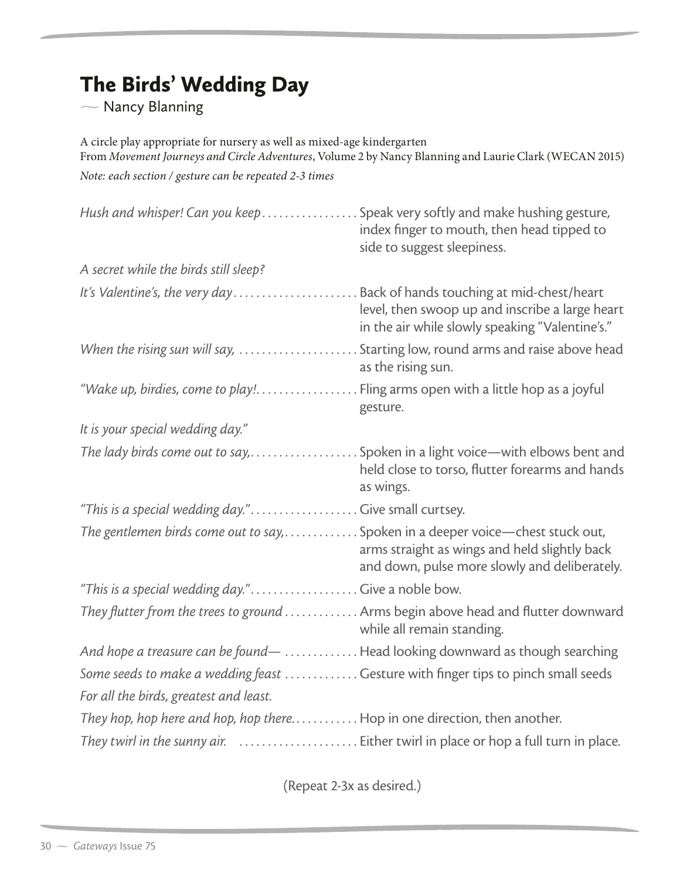# The Birds' Wedding Day

— Nancy Blanning

A circle play appropriate for nursery as well as mixed-age kindergarten
From *Movement Journeys and Circle Adventures*, Volume 2 by Nancy Blanning and Laurie Clark (WECAN 2015)

*Note: each section / gesture can be repeated 2-3 times*

| Verse | Gesture |
|---|---|
| *Hush and whisper! Can you keep* | Speak very softly and make hushing gesture, index finger to mouth, then head tipped to side to suggest sleepiness. |
| *A secret while the birds still sleep?* | |
| *It's Valentine's, the very day* | Back of hands touching at mid-chest/heart level, then swoop up and inscribe a large heart in the air while slowly speaking "Valentine's." |
| *When the rising sun will say,* | Starting low, round arms and raise above head as the rising sun. |
| *"Wake up, birdies, come to play!* | Fling arms open with a little hop as a joyful gesture. |
| *It is your special wedding day."* | |
| *The lady birds come out to say,* | Spoken in a light voice—with elbows bent and held close to torso, flutter forearms and hands as wings. |
| *"This is a special wedding day."* | Give small curtsey. |
| *The gentlemen birds come out to say,* | Spoken in a deeper voice—chest stuck out, arms straight as wings and held slightly back and down, pulse more slowly and deliberately. |
| *"This is a special wedding day."* | Give a noble bow. |
| *They flutter from the trees to ground* | Arms begin above head and flutter downward while all remain standing. |
| *And hope a treasure can be found—* | Head looking downward as though searching |
| *Some seeds to make a wedding feast* | Gesture with finger tips to pinch small seeds |
| *For all the birds, greatest and least.* | |
| *They hop, hop here and hop, hop there.* | Hop in one direction, then another. |
| *They twirl in the sunny air.* | Either twirl in place or hop a full turn in place. |

(Repeat 2-3x as desired.)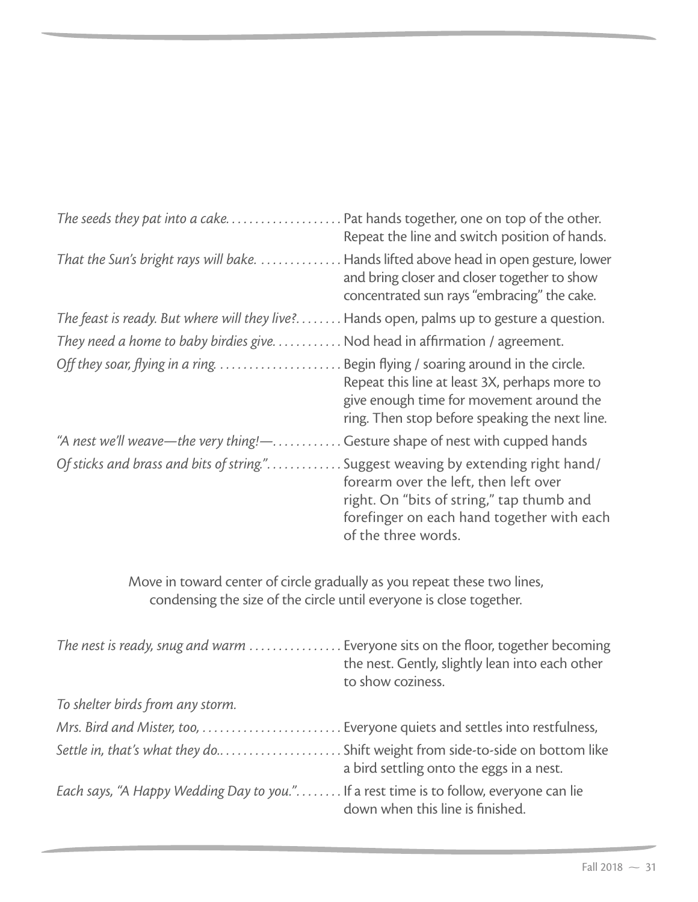| | |
|---|---|
| *The seeds they pat into a cake.* | Pat hands together, one on top of the other. Repeat the line and switch position of hands. |
| *That the Sun's bright rays will bake.* | Hands lifted above head in open gesture, lower and bring closer and closer together to show concentrated sun rays "embracing" the cake. |
| *The feast is ready. But where will they live?.* | Hands open, palms up to gesture a question. |
| *They need a home to baby birdies give.* | Nod head in affirmation / agreement. |
| *Off they soar, flying in a ring.* | Begin flying / soaring around in the circle. Repeat this line at least 3X, perhaps more to give enough time for movement around the ring. Then stop before speaking the next line. |
| *"A nest we'll weave—the very thing!—.* | Gesture shape of nest with cupped hands |
| *Of sticks and brass and bits of string.".* | Suggest weaving by extending right hand/ forearm over the left, then left over right. On "bits of string," tap thumb and forefinger on each hand together with each of the three words. |

Move in toward center of circle gradually as you repeat these two lines, condensing the size of the circle until everyone is close together.

| | |
|---|---|
| *The nest is ready, snug and warm* | Everyone sits on the floor, together becoming the nest. Gently, slightly lean into each other to show coziness. |
| *To shelter birds from any storm.* | |
| *Mrs. Bird and Mister, too,* | Everyone quiets and settles into restfulness, |
| *Settle in, that's what they do..* | Shift weight from side-to-side on bottom like a bird settling onto the eggs in a nest. |
| *Each says, "A Happy Wedding Day to you.".* | If a rest time is to follow, everyone can lie down when this line is finished. |